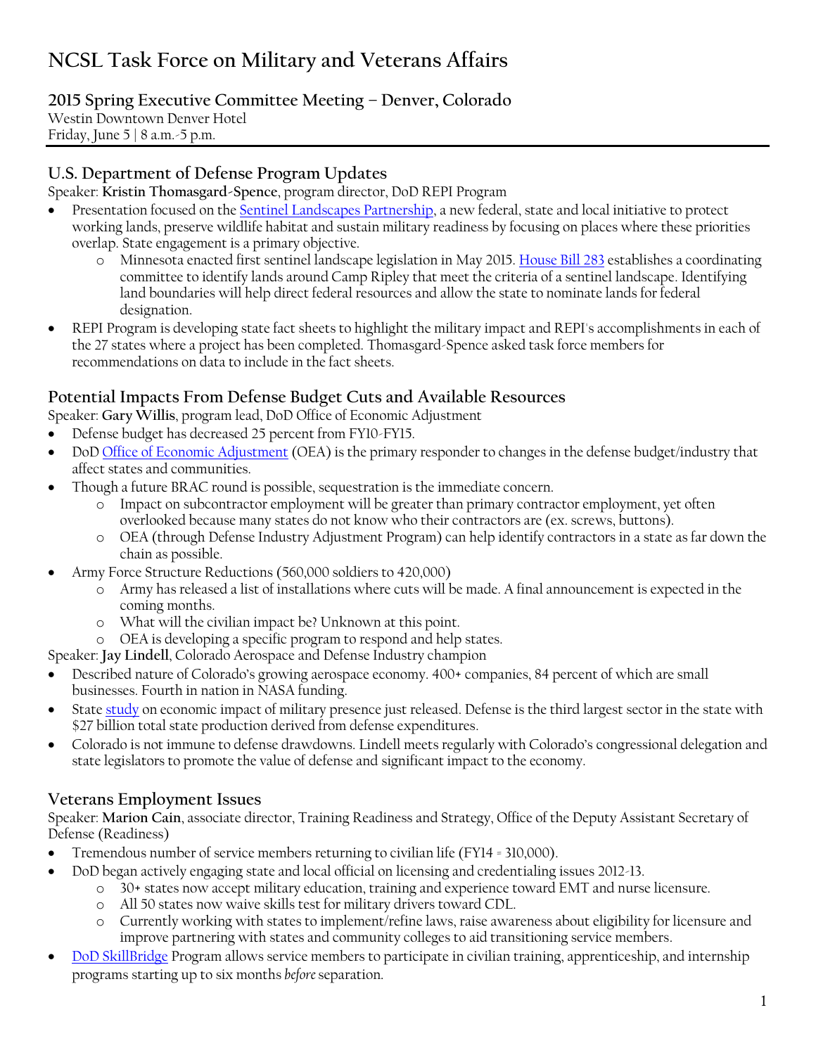# NCSL Task Force on Military and Veterans Affairs

## 2015 Spring Executive Committee Meeting – Denver, Colorado

Westin Downtown Denver Hotel
Friday, June 5 | 8 a.m.-5 p.m.

### U.S. Department of Defense Program Updates

Speaker: **Kristin Thomasgard-Spence**, program director, DoD REPI Program

- Presentation focused on the Sentinel Landscapes Partnership, a new federal, state and local initiative to protect working lands, preserve wildlife habitat and sustain military readiness by focusing on places where these priorities overlap. State engagement is a primary objective.
  - Minnesota enacted first sentinel landscape legislation in May 2015. House Bill 283 establishes a coordinating committee to identify lands around Camp Ripley that meet the criteria of a sentinel landscape. Identifying land boundaries will help direct federal resources and allow the state to nominate lands for federal designation.
- REPI Program is developing state fact sheets to highlight the military impact and REPI's accomplishments in each of the 27 states where a project has been completed. Thomasgard-Spence asked task force members for recommendations on data to include in the fact sheets.

### Potential Impacts From Defense Budget Cuts and Available Resources

Speaker: **Gary Willis**, program lead, DoD Office of Economic Adjustment

- Defense budget has decreased 25 percent from FY10-FY15.
- DoD Office of Economic Adjustment (OEA) is the primary responder to changes in the defense budget/industry that affect states and communities.
- Though a future BRAC round is possible, sequestration is the immediate concern.
  - Impact on subcontractor employment will be greater than primary contractor employment, yet often overlooked because many states do not know who their contractors are (ex. screws, buttons).
  - OEA (through Defense Industry Adjustment Program) can help identify contractors in a state as far down the chain as possible.
- Army Force Structure Reductions (560,000 soldiers to 420,000)
  - Army has released a list of installations where cuts will be made. A final announcement is expected in the coming months.
  - What will the civilian impact be? Unknown at this point.
  - OEA is developing a specific program to respond and help states.

Speaker: **Jay Lindell**, Colorado Aerospace and Defense Industry champion

- Described nature of Colorado's growing aerospace economy. 400+ companies, 84 percent of which are small businesses. Fourth in nation in NASA funding.
- State study on economic impact of military presence just released. Defense is the third largest sector in the state with $27 billion total state production derived from defense expenditures.
- Colorado is not immune to defense drawdowns. Lindell meets regularly with Colorado's congressional delegation and state legislators to promote the value of defense and significant impact to the economy.

### Veterans Employment Issues

Speaker: **Marion Cain**, associate director, Training Readiness and Strategy, Office of the Deputy Assistant Secretary of Defense (Readiness)

- Tremendous number of service members returning to civilian life (FY14 = 310,000).
- DoD began actively engaging state and local official on licensing and credentialing issues 2012-13.
  - 30+ states now accept military education, training and experience toward EMT and nurse licensure.
  - All 50 states now waive skills test for military drivers toward CDL.
  - Currently working with states to implement/refine laws, raise awareness about eligibility for licensure and improve partnering with states and community colleges to aid transitioning service members.
- DoD SkillBridge Program allows service members to participate in civilian training, apprenticeship, and internship programs starting up to six months *before* separation.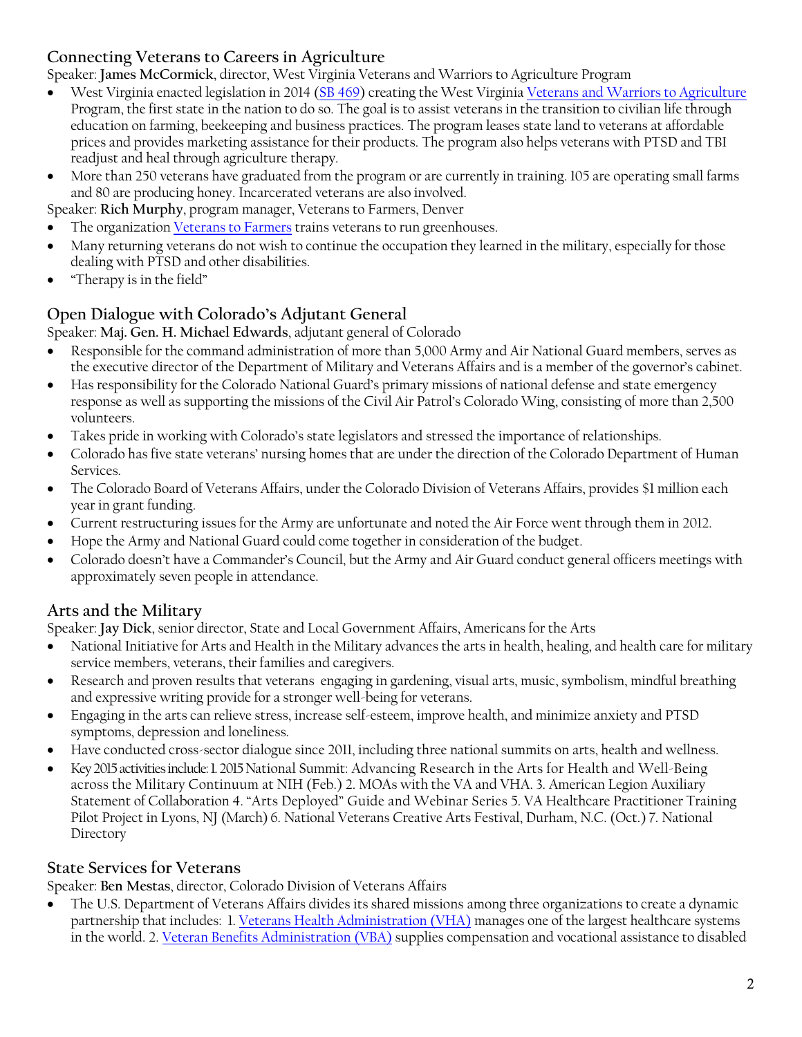## Connecting Veterans to Careers in Agriculture

Speaker: **James McCormick**, director, West Virginia Veterans and Warriors to Agriculture Program

- West Virginia enacted legislation in 2014 (SB 469) creating the West Virginia Veterans and Warriors to Agriculture Program, the first state in the nation to do so. The goal is to assist veterans in the transition to civilian life through education on farming, beekeeping and business practices. The program leases state land to veterans at affordable prices and provides marketing assistance for their products. The program also helps veterans with PTSD and TBI readjust and heal through agriculture therapy.
- More than 250 veterans have graduated from the program or are currently in training. 105 are operating small farms and 80 are producing honey. Incarcerated veterans are also involved.

Speaker: **Rich Murphy**, program manager, Veterans to Farmers, Denver

- The organization Veterans to Farmers trains veterans to run greenhouses.
- Many returning veterans do not wish to continue the occupation they learned in the military, especially for those dealing with PTSD and other disabilities.
- "Therapy is in the field"

## Open Dialogue with Colorado's Adjutant General

Speaker: **Maj. Gen. H. Michael Edwards**, adjutant general of Colorado

- Responsible for the command administration of more than 5,000 Army and Air National Guard members, serves as the executive director of the Department of Military and Veterans Affairs and is a member of the governor's cabinet.
- Has responsibility for the Colorado National Guard's primary missions of national defense and state emergency response as well as supporting the missions of the Civil Air Patrol's Colorado Wing, consisting of more than 2,500 volunteers.
- Takes pride in working with Colorado's state legislators and stressed the importance of relationships.
- Colorado has five state veterans' nursing homes that are under the direction of the Colorado Department of Human Services.
- The Colorado Board of Veterans Affairs, under the Colorado Division of Veterans Affairs, provides $1 million each year in grant funding.
- Current restructuring issues for the Army are unfortunate and noted the Air Force went through them in 2012.
- Hope the Army and National Guard could come together in consideration of the budget.
- Colorado doesn't have a Commander's Council, but the Army and Air Guard conduct general officers meetings with approximately seven people in attendance.

## Arts and the Military

Speaker: **Jay Dick**, senior director, State and Local Government Affairs, Americans for the Arts

- National Initiative for Arts and Health in the Military advances the arts in health, healing, and health care for military service members, veterans, their families and caregivers.
- Research and proven results that veterans engaging in gardening, visual arts, music, symbolism, mindful breathing and expressive writing provide for a stronger well-being for veterans.
- Engaging in the arts can relieve stress, increase self-esteem, improve health, and minimize anxiety and PTSD symptoms, depression and loneliness.
- Have conducted cross-sector dialogue since 2011, including three national summits on arts, health and wellness.
- Key 2015 activities include: 1. 2015 National Summit: Advancing Research in the Arts for Health and Well-Being across the Military Continuum at NIH (Feb.) 2. MOAs with the VA and VHA. 3. American Legion Auxiliary Statement of Collaboration 4. "Arts Deployed" Guide and Webinar Series 5. VA Healthcare Practitioner Training Pilot Project in Lyons, NJ (March) 6. National Veterans Creative Arts Festival, Durham, N.C. (Oct.) 7. National Directory

## State Services for Veterans

Speaker: **Ben Mestas**, director, Colorado Division of Veterans Affairs

- The U.S. Department of Veterans Affairs divides its shared missions among three organizations to create a dynamic partnership that includes: 1. Veterans Health Administration (VHA) manages one of the largest healthcare systems in the world. 2. Veteran Benefits Administration (VBA) supplies compensation and vocational assistance to disabled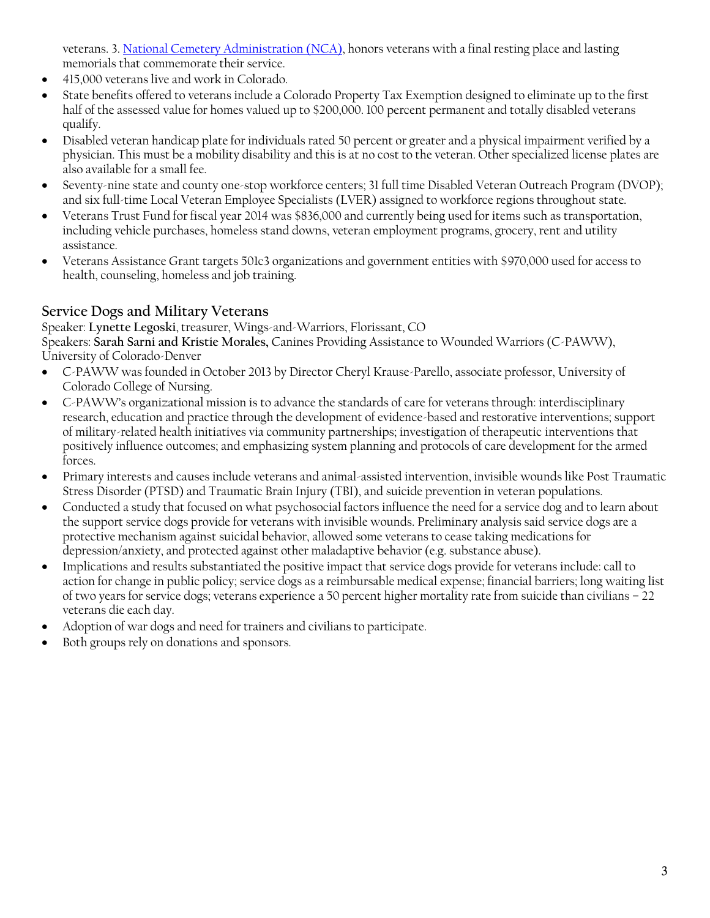veterans. 3. [National Cemetery Administration (NCA)](), honors veterans with a final resting place and lasting memorials that commemorate their service.

- 415,000 veterans live and work in Colorado.
- State benefits offered to veterans include a Colorado Property Tax Exemption designed to eliminate up to the first half of the assessed value for homes valued up to $200,000. 100 percent permanent and totally disabled veterans qualify.
- Disabled veteran handicap plate for individuals rated 50 percent or greater and a physical impairment verified by a physician. This must be a mobility disability and this is at no cost to the veteran. Other specialized license plates are also available for a small fee.
- Seventy-nine state and county one-stop workforce centers; 31 full time Disabled Veteran Outreach Program (DVOP); and six full-time Local Veteran Employee Specialists (LVER) assigned to workforce regions throughout state.
- Veterans Trust Fund for fiscal year 2014 was $836,000 and currently being used for items such as transportation, including vehicle purchases, homeless stand downs, veteran employment programs, grocery, rent and utility assistance.
- Veterans Assistance Grant targets 501c3 organizations and government entities with $970,000 used for access to health, counseling, homeless and job training.

## Service Dogs and Military Veterans

Speaker: **Lynette Legoski**, treasurer, Wings-and-Warriors, Florissant, CO
Speakers: **Sarah Sarni and Kristie Morales,** Canines Providing Assistance to Wounded Warriors (C-PAWW), University of Colorado-Denver

- C-PAWW was founded in October 2013 by Director Cheryl Krause-Parello, associate professor, University of Colorado College of Nursing.
- C-PAWW's organizational mission is to advance the standards of care for veterans through: interdisciplinary research, education and practice through the development of evidence-based and restorative interventions; support of military-related health initiatives via community partnerships; investigation of therapeutic interventions that positively influence outcomes; and emphasizing system planning and protocols of care development for the armed forces.
- Primary interests and causes include veterans and animal-assisted intervention, invisible wounds like Post Traumatic Stress Disorder (PTSD) and Traumatic Brain Injury (TBI), and suicide prevention in veteran populations.
- Conducted a study that focused on what psychosocial factors influence the need for a service dog and to learn about the support service dogs provide for veterans with invisible wounds. Preliminary analysis said service dogs are a protective mechanism against suicidal behavior, allowed some veterans to cease taking medications for depression/anxiety, and protected against other maladaptive behavior (e.g. substance abuse).
- Implications and results substantiated the positive impact that service dogs provide for veterans include: call to action for change in public policy; service dogs as a reimbursable medical expense; financial barriers; long waiting list of two years for service dogs; veterans experience a 50 percent higher mortality rate from suicide than civilians – 22 veterans die each day.
- Adoption of war dogs and need for trainers and civilians to participate.
- Both groups rely on donations and sponsors.